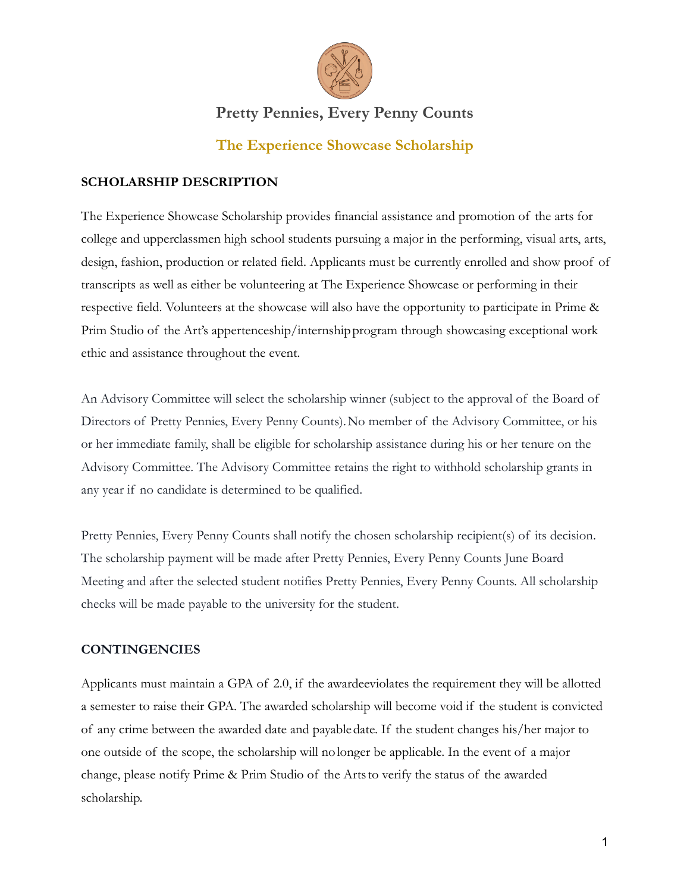# Pretty Pennies, Every Penny Counts

## The Experience Showcase Scholarship

**SCHOLARSHIP DESCRIPTION**

The Experience Showcase Scholarship provides financial assistance and promotion of the arts for college and upperclassmen high school students pursuing a major in the performing, visual arts, arts, design, fashion, production or related field. Applicants must be currently enrolled and show proof of transcripts as well as either be volunteering at The Experience Showcase or performing in their respective field. Volunteers at the showcase will also have the opportunity to participate in Prime & Prim Studio of the Art's appertenceship/internship program through showcasing exceptional work ethic and assistance throughout the event.

An Advisory Committee will select the scholarship winner (subject to the approval of the Board of Directors of Pretty Pennies, Every Penny Counts). No member of the Advisory Committee, or his or her immediate family, shall be eligible for scholarship assistance during his or her tenure on the Advisory Committee. The Advisory Committee retains the right to withhold scholarship grants in any year if no candidate is determined to be qualified.

Pretty Pennies, Every Penny Counts shall notify the chosen scholarship recipient(s) of its decision. The scholarship payment will be made after Pretty Pennies, Every Penny Counts June Board Meeting and after the selected student notifies Pretty Pennies, Every Penny Counts. All scholarship checks will be made payable to the university for the student.

**CONTINGENCIES**

Applicants must maintain a GPA of 2.0, if the awardeeviolates the requirement they will be allotted a semester to raise their GPA. The awarded scholarship will become void if the student is convicted of any crime between the awarded date and payable date. If the student changes his/her major to one outside of the scope, the scholarship will no longer be applicable. In the event of a major change, please notify Prime & Prim Studio of the Arts to verify the status of the awarded scholarship.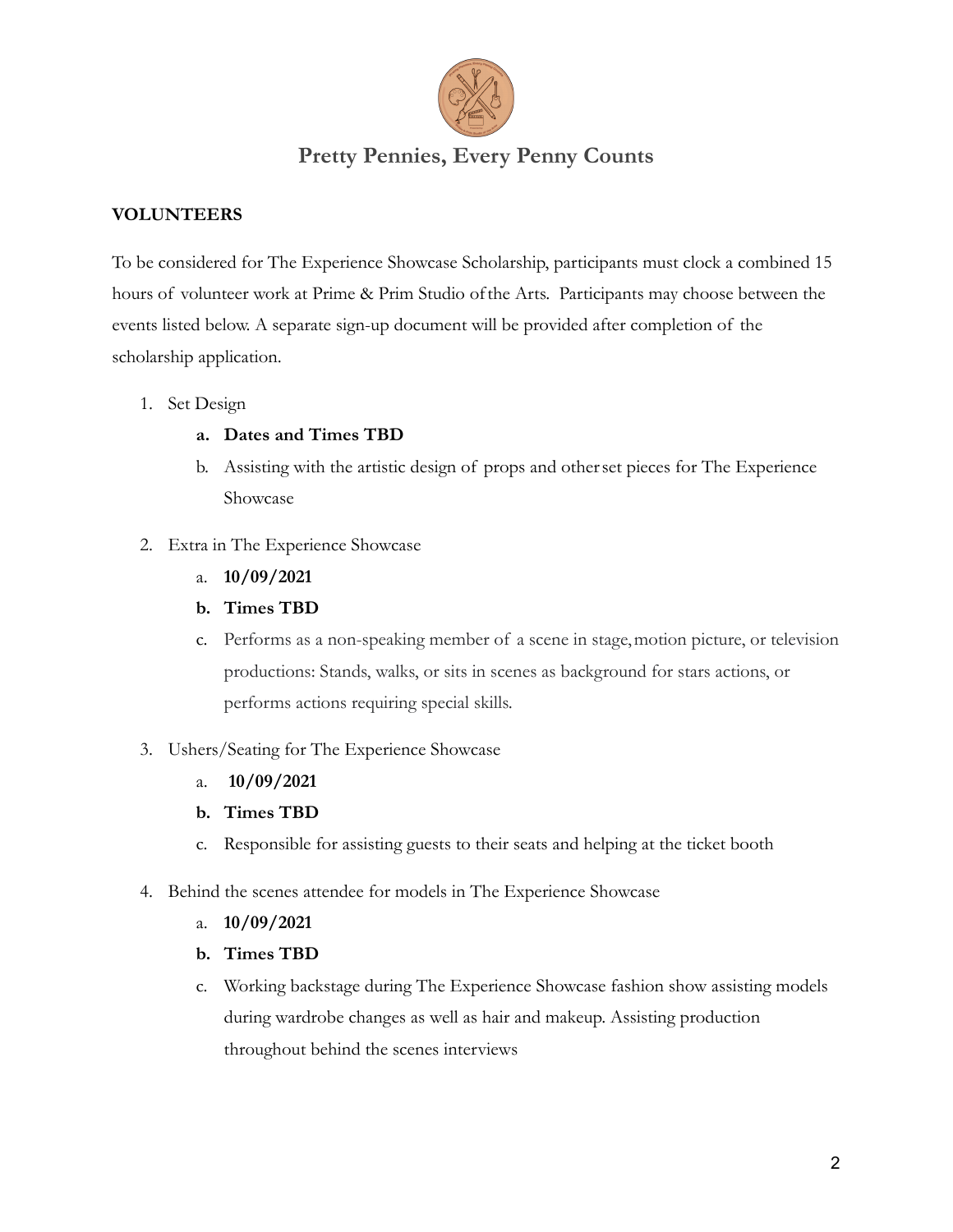## Pretty Pennies, Every Penny Counts

**VOLUNTEERS**

To be considered for The Experience Showcase Scholarship, participants must clock a combined 15 hours of volunteer work at Prime & Prim Studio of the Arts. Participants may choose between the events listed below. A separate sign-up document will be provided after completion of the scholarship application.

1. Set Design
    a. **Dates and Times TBD**
    b. Assisting with the artistic design of props and other set pieces for The Experience Showcase
2. Extra in The Experience Showcase
    a. **10/09/2021**
    b. **Times TBD**
    c. Performs as a non-speaking member of a scene in stage, motion picture, or television productions: Stands, walks, or sits in scenes as background for stars actions, or performs actions requiring special skills.
3. Ushers/Seating for The Experience Showcase
    a. **10/09/2021**
    b. **Times TBD**
    c. Responsible for assisting guests to their seats and helping at the ticket booth
4. Behind the scenes attendee for models in The Experience Showcase
    a. **10/09/2021**
    b. **Times TBD**
    c. Working backstage during The Experience Showcase fashion show assisting models during wardrobe changes as well as hair and makeup. Assisting production throughout behind the scenes interviews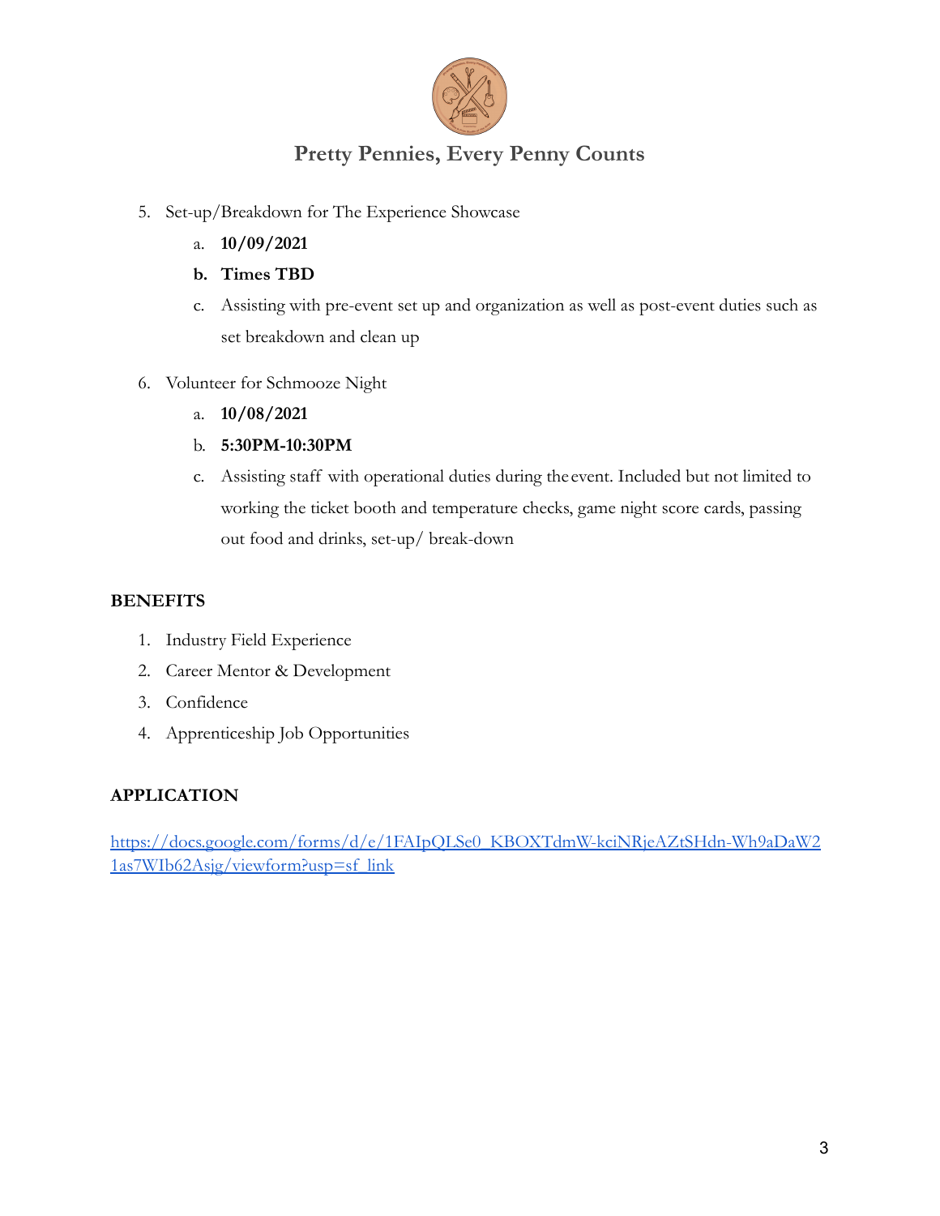# Pretty Pennies, Every Penny Counts

5. Set-up/Breakdown for The Experience Showcase
   a. **10/09/2021**
   b. **Times TBD**
   c. Assisting with pre-event set up and organization as well as post-event duties such as set breakdown and clean up

6. Volunteer for Schmooze Night
   a. **10/08/2021**
   b. **5:30PM-10:30PM**
   c. Assisting staff with operational duties during the event. Included but not limited to working the ticket booth and temperature checks, game night score cards, passing out food and drinks, set-up/ break-down

## BENEFITS

1. Industry Field Experience
2. Career Mentor & Development
3. Confidence
4. Apprenticeship Job Opportunities

## APPLICATION

https://docs.google.com/forms/d/e/1FAIpQLSe0_KBOXTdmW-kciNRjeAZtSHdn-Wh9aDaW21as7WIb62Asjg/viewform?usp=sf_link